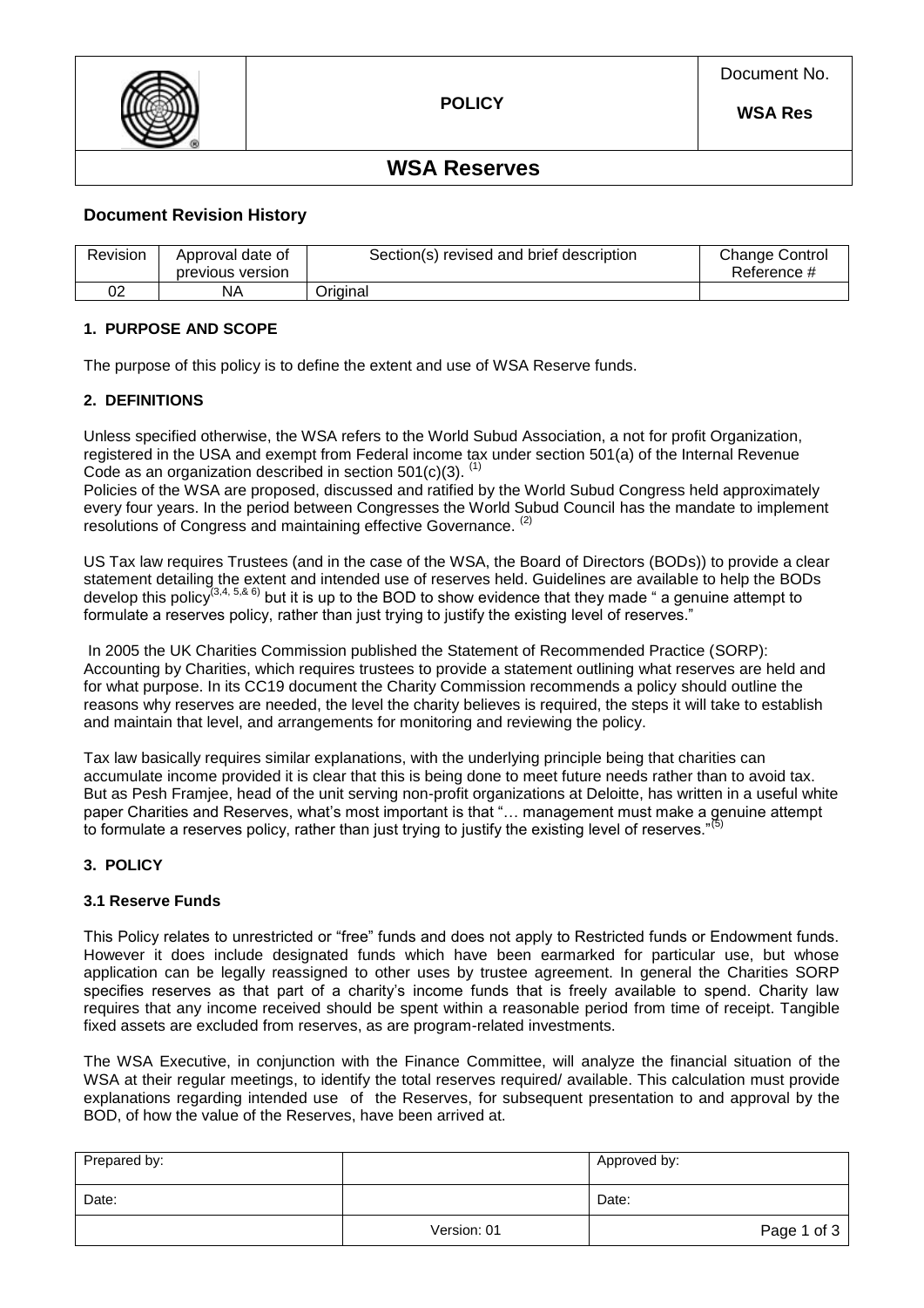| | POLICY | Document No. WSA Res |
|---|---|---|

# WSA Reserves

### Document Revision History

| Revision | Approval date of previous version | Section(s) revised and brief description | Change Control Reference # |
|---|---|---|---|
| 02 | NA | Original | |

### 1. PURPOSE AND SCOPE

The purpose of this policy is to define the extent and use of WSA Reserve funds.

### 2. DEFINITIONS

Unless specified otherwise, the WSA refers to the World Subud Association, a not for profit Organization, registered in the USA and exempt from Federal income tax under section 501(a) of the Internal Revenue Code as an organization described in section 501(c)(3). [1]
Policies of the WSA are proposed, discussed and ratified by the World Subud Congress held approximately every four years. In the period between Congresses the World Subud Council has the mandate to implement resolutions of Congress and maintaining effective Governance. [2]

US Tax law requires Trustees (and in the case of the WSA, the Board of Directors (BODs)) to provide a clear statement detailing the extent and intended use of reserves held. Guidelines are available to help the BODs develop this policy[3,4, 5,& 6] but it is up to the BOD to show evidence that they made " a genuine attempt to formulate a reserves policy, rather than just trying to justify the existing level of reserves."

In 2005 the UK Charities Commission published the Statement of Recommended Practice (SORP): Accounting by Charities, which requires trustees to provide a statement outlining what reserves are held and for what purpose. In its CC19 document the Charity Commission recommends a policy should outline the reasons why reserves are needed, the level the charity believes is required, the steps it will take to establish and maintain that level, and arrangements for monitoring and reviewing the policy.

Tax law basically requires similar explanations, with the underlying principle being that charities can accumulate income provided it is clear that this is being done to meet future needs rather than to avoid tax. But as Pesh Framjee, head of the unit serving non-profit organizations at Deloitte, has written in a useful white paper Charities and Reserves, what's most important is that "… management must make a genuine attempt to formulate a reserves policy, rather than just trying to justify the existing level of reserves."[5]

### 3. POLICY

#### 3.1 Reserve Funds

This Policy relates to unrestricted or "free" funds and does not apply to Restricted funds or Endowment funds. However it does include designated funds which have been earmarked for particular use, but whose application can be legally reassigned to other uses by trustee agreement. In general the Charities SORP specifies reserves as that part of a charity's income funds that is freely available to spend. Charity law requires that any income received should be spent within a reasonable period from time of receipt. Tangible fixed assets are excluded from reserves, as are program-related investments.

The WSA Executive, in conjunction with the Finance Committee, will analyze the financial situation of the WSA at their regular meetings, to identify the total reserves required/ available. This calculation must provide explanations regarding intended use of the Reserves, for subsequent presentation to and approval by the BOD, of how the value of the Reserves, have been arrived at.

| Prepared by: | | Approved by: |
|---|---|---|
| Date: | | Date: |
| | Version: 01 | |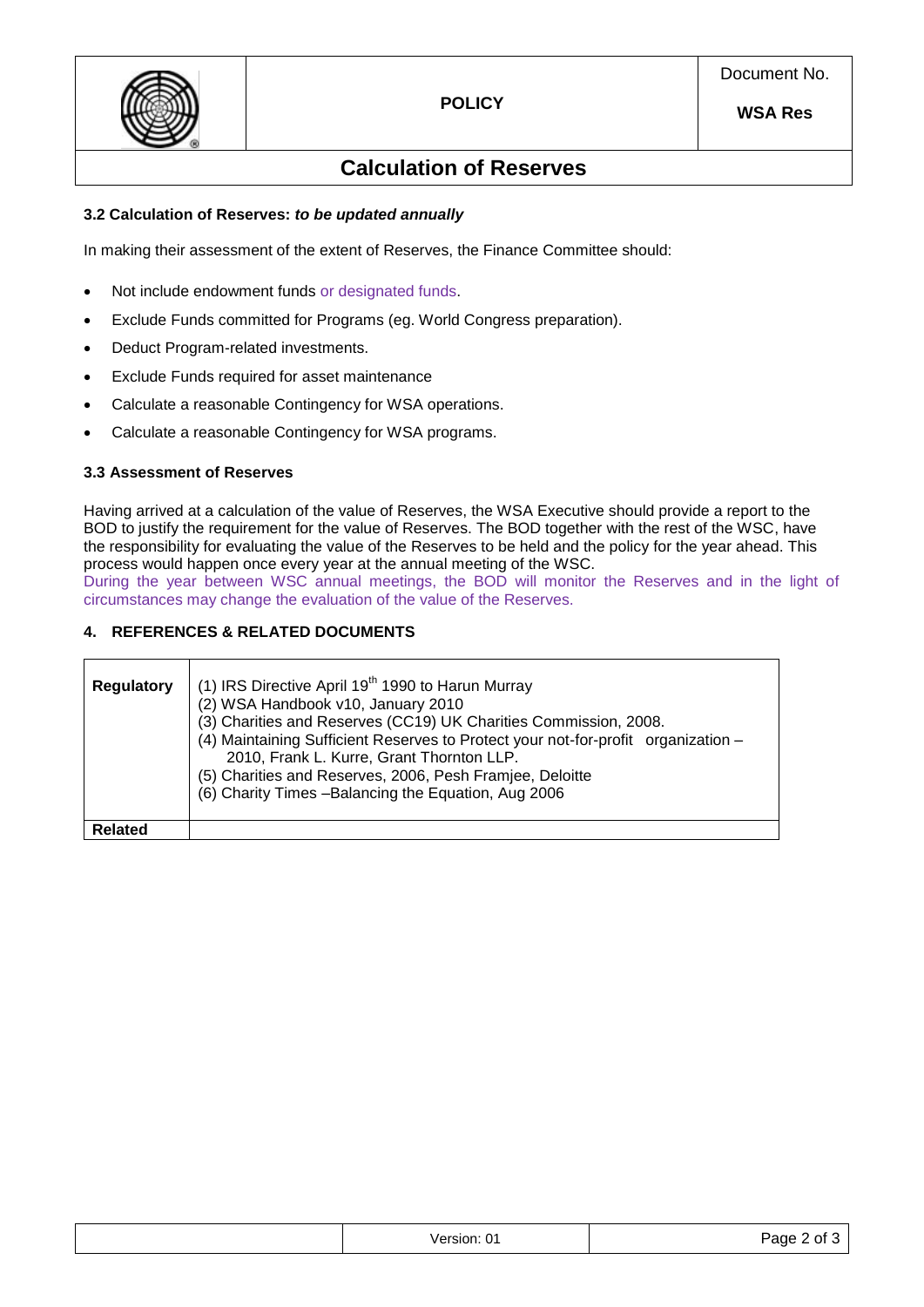| | POLICY | Document No. WSA Res |
|---|---|---|

# Calculation of Reserves

### 3.2 Calculation of Reserves: *to be updated annually*

In making their assessment of the extent of Reserves, the Finance Committee should:

- Not include endowment funds or designated funds.
- Exclude Funds committed for Programs (eg. World Congress preparation).
- Deduct Program-related investments.
- Exclude Funds required for asset maintenance
- Calculate a reasonable Contingency for WSA operations.
- Calculate a reasonable Contingency for WSA programs.

### 3.3 Assessment of Reserves

Having arrived at a calculation of the value of Reserves, the WSA Executive should provide a report to the BOD to justify the requirement for the value of Reserves. The BOD together with the rest of the WSC, have the responsibility for evaluating the value of the Reserves to be held and the policy for the year ahead. This process would happen once every year at the annual meeting of the WSC.
During the year between WSC annual meetings, the BOD will monitor the Reserves and in the light of circumstances may change the evaluation of the value of the Reserves.

## 4. REFERENCES & RELATED DOCUMENTS

| **Regulatory** | (1) IRS Directive April 19th 1990 to Harun Murray<br>(2) WSA Handbook v10, January 2010<br>(3) Charities and Reserves (CC19) UK Charities Commission, 2008.<br>(4) Maintaining Sufficient Reserves to Protect your not-for-profit organization – 2010, Frank L. Kurre, Grant Thornton LLP.<br>(5) Charities and Reserves, 2006, Pesh Framjee, Deloitte<br>(6) Charity Times –Balancing the Equation, Aug 2006 |
|---|---|
| **Related** | |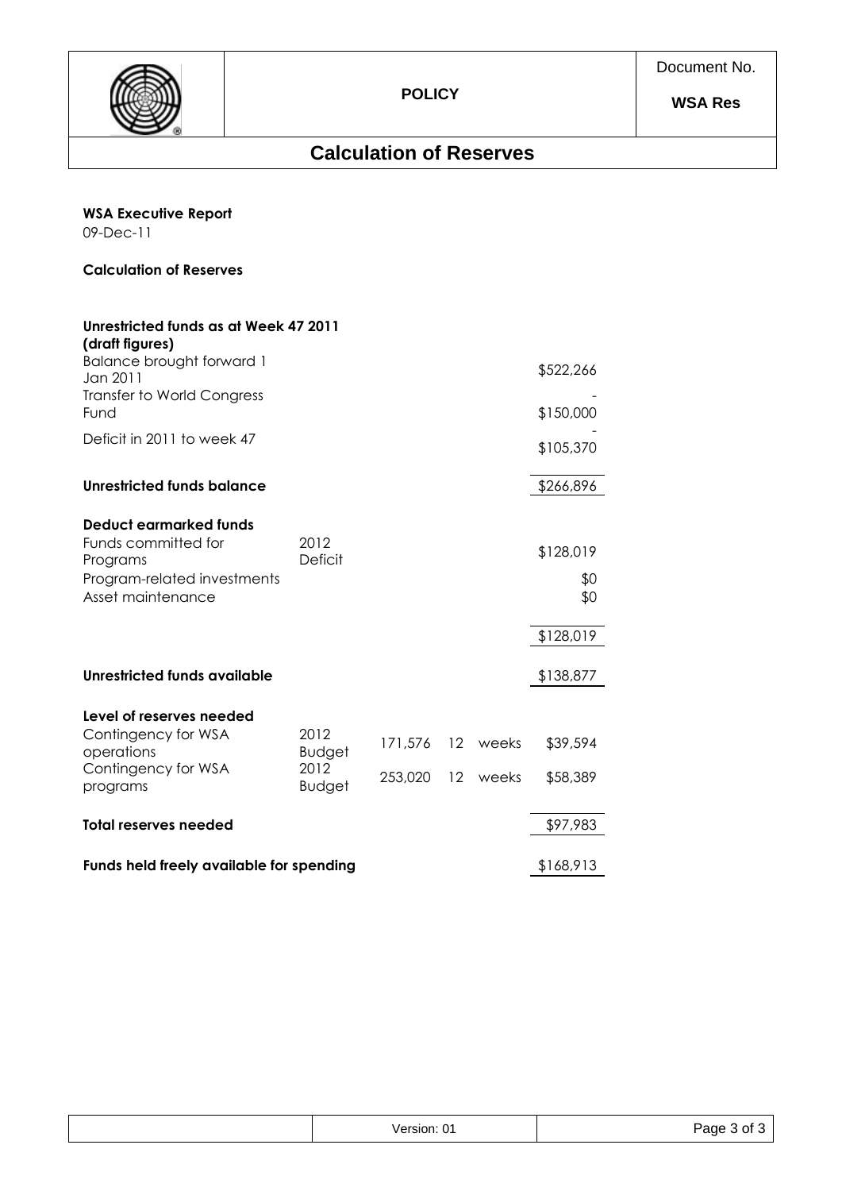| | POLICY | Document No. WSA Res |
|---|---|---|

# Calculation of Reserves

**WSA Executive Report**
09-Dec-11

**Calculation of Reserves**

| | | | | | |
|---|---|---|---|---|---|
| **Unrestricted funds as at Week 47 2011 (draft figures)** | | | | | |
| Balance brought forward 1 Jan 2011 | | | | | $522,266 |
| Transfer to World Congress Fund | | | | | -$150,000 |
| Deficit in 2011 to week 47 | | | | | -$105,370 |
| **Unrestricted funds balance** | | | | | $266,896 |
| **Deduct earmarked funds** | | | | | |
| Funds committed for Programs | 2012 Deficit | | | | $128,019 |
| Program-related investments | | | | | $0 |
| Asset maintenance | | | | | $0 |
| | | | | | $128,019 |
| **Unrestricted funds available** | | | | | $138,877 |
| **Level of reserves needed** | | | | | |
| Contingency for WSA operations | 2012 Budget | 171,576 | 12 | weeks | $39,594 |
| Contingency for WSA programs | 2012 Budget | 253,020 | 12 | weeks | $58,389 |
| **Total reserves needed** | | | | | $97,983 |
| **Funds held freely available for spending** | | | | | $168,913 |

Version: 01